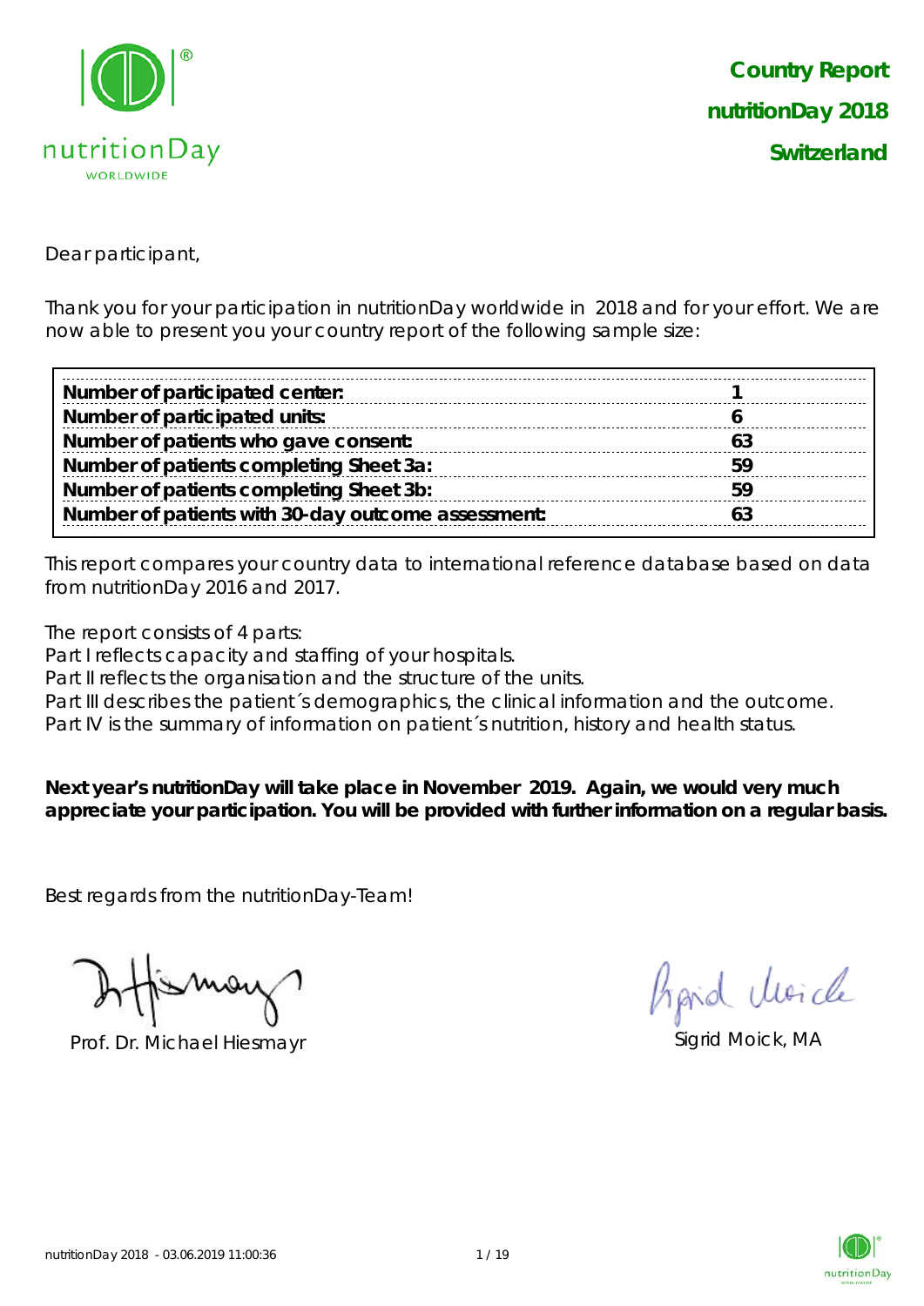# Country Report
# nutritionDay 2018
# Switzerland

Dear participant,

Thank you for your participation in nutritionDay worldwide in 2018 and for your effort. We are now able to present you your country report of the following sample size:

| | |
|---|---|
| **Number of participated center:** | **1** |
| **Number of participated units:** | **6** |
| **Number of patients who gave consent:** | **63** |
| **Number of patients completing Sheet 3a:** | **59** |
| **Number of patients completing Sheet 3b:** | **59** |
| **Number of patients with 30-day outcome assessment:** | **63** |

This report compares your country data to international reference database based on data from nutritionDay 2016 and 2017.

The report consists of 4 parts:
Part I reflects capacity and staffing of your hospitals.
Part II reflects the organisation and the structure of the units.
Part III describes the patient´s demographics, the clinical information and the outcome.
Part IV is the summary of information on patient´s nutrition, history and health status.

**Next year's nutritionDay will take place in November 2019. Again, we would very much appreciate your participation. You will be provided with further information on a regular basis.**

Best regards from the nutritionDay-Team!

Prof. Dr. Michael Hiesmayr

Sigrid Moick, MA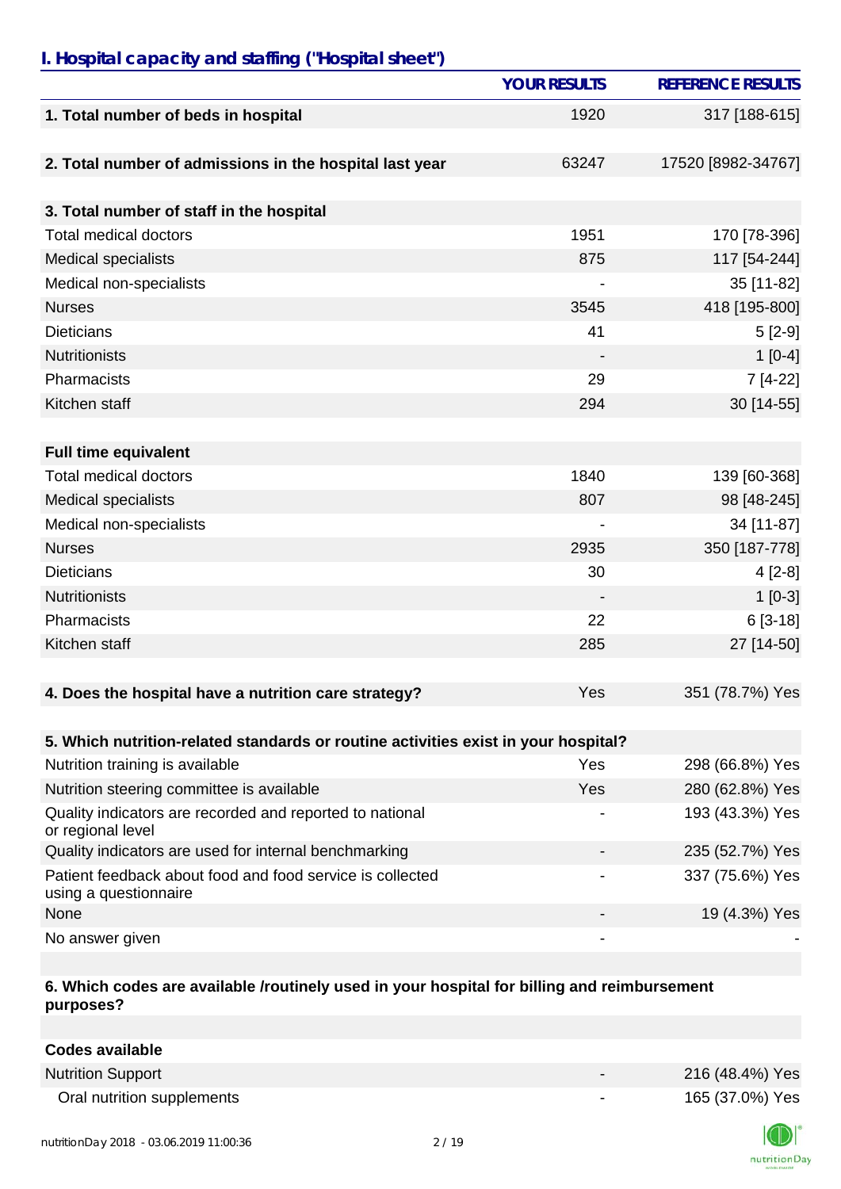## I. Hospital capacity and staffing ("Hospital sheet")

| | YOUR RESULTS | REFERENCE RESULTS |
|---|---|---|
| **1. Total number of beds in hospital** | 1920 | 317 [188-615] |
| | | |
| **2. Total number of admissions in the hospital last year** | 63247 | 17520 [8982-34767] |
| | | |
| **3. Total number of staff in the hospital** | | |
| Total medical doctors | 1951 | 170 [78-396] |
| Medical specialists | 875 | 117 [54-244] |
| Medical non-specialists | - | 35 [11-82] |
| Nurses | 3545 | 418 [195-800] |
| Dieticians | 41 | 5 [2-9] |
| Nutritionists | - | 1 [0-4] |
| Pharmacists | 29 | 7 [4-22] |
| Kitchen staff | 294 | 30 [14-55] |
| | | |
| **Full time equivalent** | | |
| Total medical doctors | 1840 | 139 [60-368] |
| Medical specialists | 807 | 98 [48-245] |
| Medical non-specialists | - | 34 [11-87] |
| Nurses | 2935 | 350 [187-778] |
| Dieticians | 30 | 4 [2-8] |
| Nutritionists | - | 1 [0-3] |
| Pharmacists | 22 | 6 [3-18] |
| Kitchen staff | 285 | 27 [14-50] |
| | | |
| **4. Does the hospital have a nutrition care strategy?** | Yes | 351 (78.7%) Yes |
| | | |
| **5. Which nutrition-related standards or routine activities exist in your hospital?** | | |
| Nutrition training is available | Yes | 298 (66.8%) Yes |
| Nutrition steering committee is available | Yes | 280 (62.8%) Yes |
| Quality indicators are recorded and reported to national or regional level | - | 193 (43.3%) Yes |
| Quality indicators are used for internal benchmarking | - | 235 (52.7%) Yes |
| Patient feedback about food and food service is collected using a questionnaire | - | 337 (75.6%) Yes |
| None | - | 19 (4.3%) Yes |
| No answer given | - | - |
| | | |
| **6. Which codes are available /routinely used in your hospital for billing and reimbursement purposes?** | | |
| | | |
| **Codes available** | | |
| Nutrition Support | - | 216 (48.4%) Yes |
| Oral nutrition supplements | - | 165 (37.0%) Yes |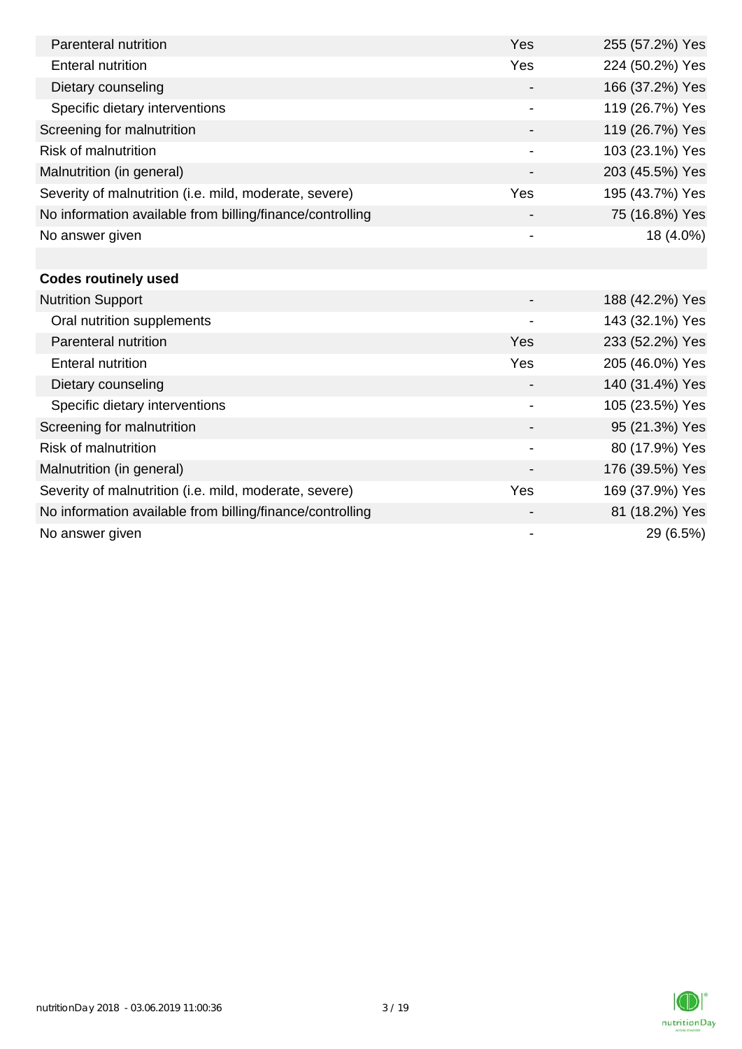| | | |
|---|---|---|
| Parenteral nutrition | Yes | 255 (57.2%) Yes |
| Enteral nutrition | Yes | 224 (50.2%) Yes |
| Dietary counseling | - | 166 (37.2%) Yes |
| Specific dietary interventions | - | 119 (26.7%) Yes |
| Screening for malnutrition | - | 119 (26.7%) Yes |
| Risk of malnutrition | - | 103 (23.1%) Yes |
| Malnutrition (in general) | - | 203 (45.5%) Yes |
| Severity of malnutrition (i.e. mild, moderate, severe) | Yes | 195 (43.7%) Yes |
| No information available from billing/finance/controlling | - | 75 (16.8%) Yes |
| No answer given | - | 18 (4.0%) |
| | | |
| **Codes routinely used** | | |
| Nutrition Support | - | 188 (42.2%) Yes |
| Oral nutrition supplements | - | 143 (32.1%) Yes |
| Parenteral nutrition | Yes | 233 (52.2%) Yes |
| Enteral nutrition | Yes | 205 (46.0%) Yes |
| Dietary counseling | - | 140 (31.4%) Yes |
| Specific dietary interventions | - | 105 (23.5%) Yes |
| Screening for malnutrition | - | 95 (21.3%) Yes |
| Risk of malnutrition | - | 80 (17.9%) Yes |
| Malnutrition (in general) | - | 176 (39.5%) Yes |
| Severity of malnutrition (i.e. mild, moderate, severe) | Yes | 169 (37.9%) Yes |
| No information available from billing/finance/controlling | - | 81 (18.2%) Yes |
| No answer given | - | 29 (6.5%) |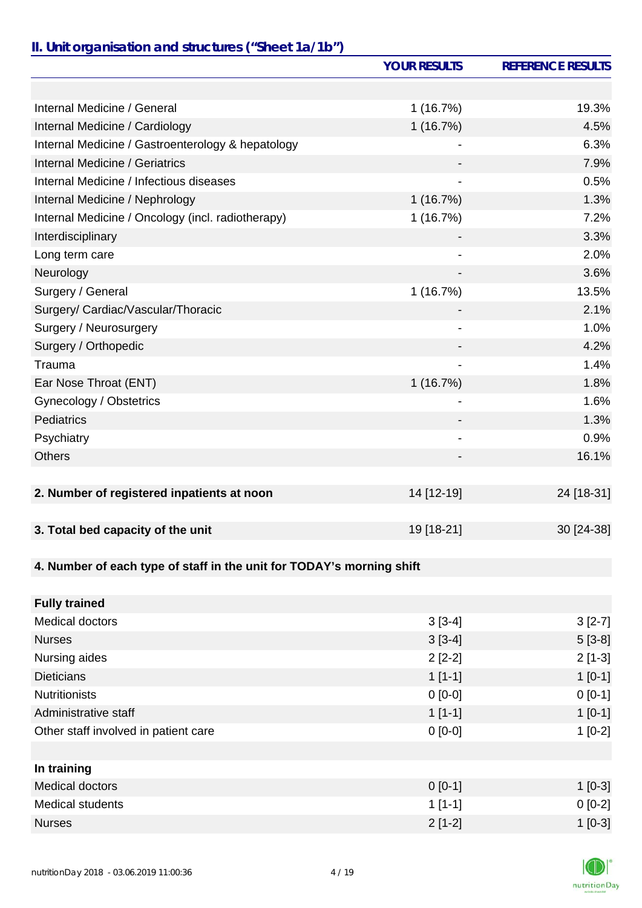## II. Unit organisation and structures ("Sheet 1a/1b")

| | YOUR RESULTS | REFERENCE RESULTS |
|---|---|---|
| | | |
| Internal Medicine / General | 1 (16.7%) | 19.3% |
| Internal Medicine / Cardiology | 1 (16.7%) | 4.5% |
| Internal Medicine / Gastroenterology & hepatology | - | 6.3% |
| Internal Medicine / Geriatrics | - | 7.9% |
| Internal Medicine / Infectious diseases | - | 0.5% |
| Internal Medicine / Nephrology | 1 (16.7%) | 1.3% |
| Internal Medicine / Oncology (incl. radiotherapy) | 1 (16.7%) | 7.2% |
| Interdisciplinary | - | 3.3% |
| Long term care | - | 2.0% |
| Neurology | - | 3.6% |
| Surgery / General | 1 (16.7%) | 13.5% |
| Surgery/ Cardiac/Vascular/Thoracic | - | 2.1% |
| Surgery / Neurosurgery | - | 1.0% |
| Surgery / Orthopedic | - | 4.2% |
| Trauma | - | 1.4% |
| Ear Nose Throat (ENT) | 1 (16.7%) | 1.8% |
| Gynecology / Obstetrics | - | 1.6% |
| Pediatrics | - | 1.3% |
| Psychiatry | - | 0.9% |
| Others | - | 16.1% |
| | | |
| **2. Number of registered inpatients at noon** | 14 [12-19] | 24 [18-31] |
| | | |
| **3. Total bed capacity of the unit** | 19 [18-21] | 30 [24-38] |
| | | |
| **4. Number of each type of staff in the unit for TODAY's morning shift** | | |
| | | |
| **Fully trained** | | |
| Medical doctors | 3 [3-4] | 3 [2-7] |
| Nurses | 3 [3-4] | 5 [3-8] |
| Nursing aides | 2 [2-2] | 2 [1-3] |
| Dieticians | 1 [1-1] | 1 [0-1] |
| Nutritionists | 0 [0-0] | 0 [0-1] |
| Administrative staff | 1 [1-1] | 1 [0-1] |
| Other staff involved in patient care | 0 [0-0] | 1 [0-2] |
| | | |
| **In training** | | |
| Medical doctors | 0 [0-1] | 1 [0-3] |
| Medical students | 1 [1-1] | 0 [0-2] |
| Nurses | 2 [1-2] | 1 [0-3] |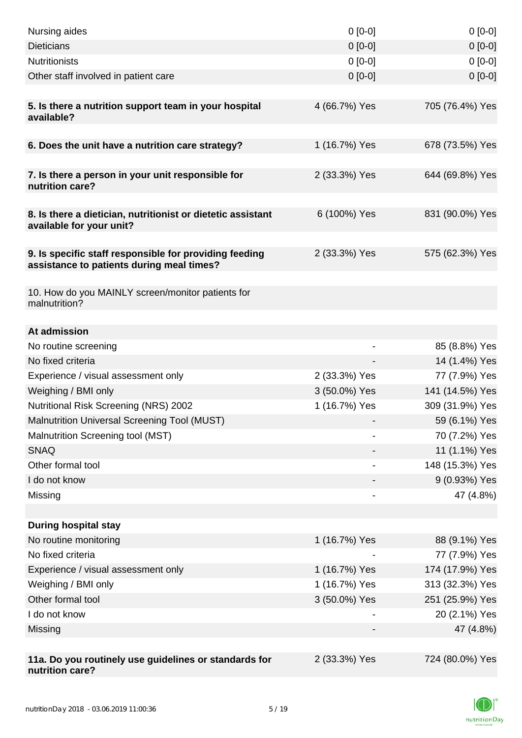| | | |
|---|---|---|
| Nursing aides | 0 [0-0] | 0 [0-0] |
| Dieticians | 0 [0-0] | 0 [0-0] |
| Nutritionists | 0 [0-0] | 0 [0-0] |
| Other staff involved in patient care | 0 [0-0] | 0 [0-0] |
| | | |
| **5. Is there a nutrition support team in your hospital available?** | 4 (66.7%) Yes | 705 (76.4%) Yes |
| | | |
| **6. Does the unit have a nutrition care strategy?** | 1 (16.7%) Yes | 678 (73.5%) Yes |
| | | |
| **7. Is there a person in your unit responsible for nutrition care?** | 2 (33.3%) Yes | 644 (69.8%) Yes |
| | | |
| **8. Is there a dietician, nutritionist or dietetic assistant available for your unit?** | 6 (100%) Yes | 831 (90.0%) Yes |
| | | |
| **9. Is specific staff responsible for providing feeding assistance to patients during meal times?** | 2 (33.3%) Yes | 575 (62.3%) Yes |
| | | |
| 10. How do you MAINLY screen/monitor patients for malnutrition? | | |
| | | |
| **At admission** | | |
| No routine screening | - | 85 (8.8%) Yes |
| No fixed criteria | - | 14 (1.4%) Yes |
| Experience / visual assessment only | 2 (33.3%) Yes | 77 (7.9%) Yes |
| Weighing / BMI only | 3 (50.0%) Yes | 141 (14.5%) Yes |
| Nutritional Risk Screening (NRS) 2002 | 1 (16.7%) Yes | 309 (31.9%) Yes |
| Malnutrition Universal Screening Tool (MUST) | - | 59 (6.1%) Yes |
| Malnutrition Screening tool (MST) | - | 70 (7.2%) Yes |
| SNAQ | - | 11 (1.1%) Yes |
| Other formal tool | - | 148 (15.3%) Yes |
| I do not know | - | 9 (0.93%) Yes |
| Missing | - | 47 (4.8%) |
| | | |
| **During hospital stay** | | |
| No routine monitoring | 1 (16.7%) Yes | 88 (9.1%) Yes |
| No fixed criteria | - | 77 (7.9%) Yes |
| Experience / visual assessment only | 1 (16.7%) Yes | 174 (17.9%) Yes |
| Weighing / BMI only | 1 (16.7%) Yes | 313 (32.3%) Yes |
| Other formal tool | 3 (50.0%) Yes | 251 (25.9%) Yes |
| I do not know | - | 20 (2.1%) Yes |
| Missing | - | 47 (4.8%) |
| | | |
| **11a. Do you routinely use guidelines or standards for nutrition care?** | 2 (33.3%) Yes | 724 (80.0%) Yes |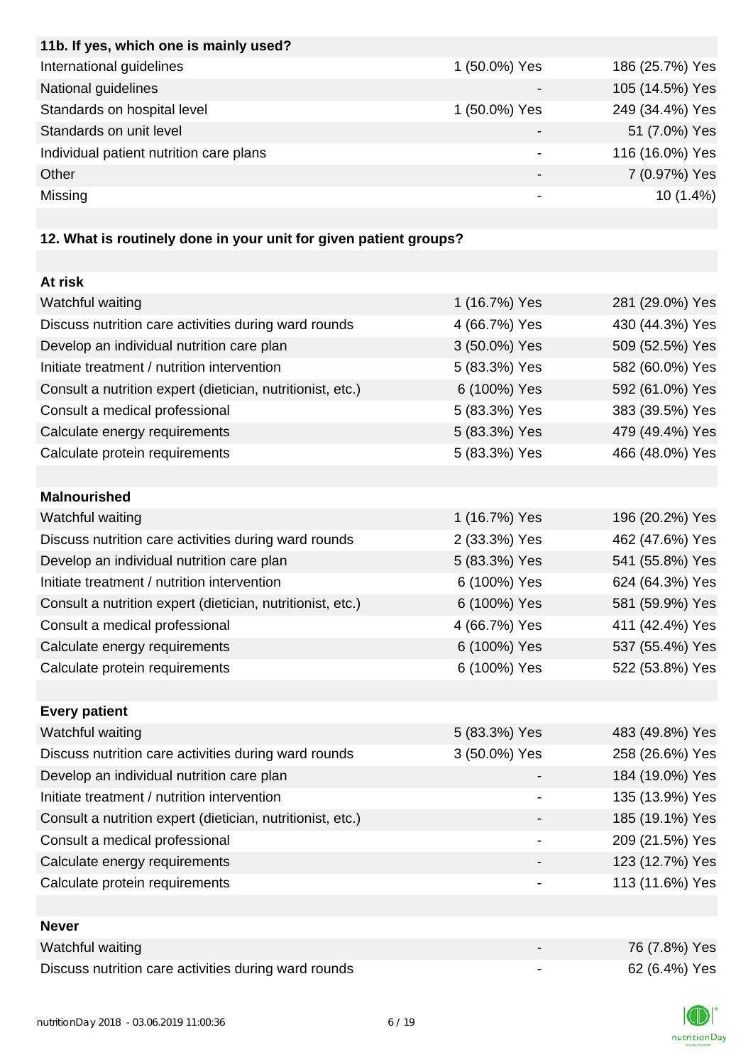| 11b. If yes, which one is mainly used? | | |
|---|---|---|
| International guidelines | 1 (50.0%) Yes | 186 (25.7%) Yes |
| National guidelines | - | 105 (14.5%) Yes |
| Standards on hospital level | 1 (50.0%) Yes | 249 (34.4%) Yes |
| Standards on unit level | - | 51 (7.0%) Yes |
| Individual patient nutrition care plans | - | 116 (16.0%) Yes |
| Other | - | 7 (0.97%) Yes |
| Missing | - | 10 (1.4%) |

**12. What is routinely done in your unit for given patient groups?**

| **At risk** | | |
|---|---|---|
| Watchful waiting | 1 (16.7%) Yes | 281 (29.0%) Yes |
| Discuss nutrition care activities during ward rounds | 4 (66.7%) Yes | 430 (44.3%) Yes |
| Develop an individual nutrition care plan | 3 (50.0%) Yes | 509 (52.5%) Yes |
| Initiate treatment / nutrition intervention | 5 (83.3%) Yes | 582 (60.0%) Yes |
| Consult a nutrition expert (dietician, nutritionist, etc.) | 6 (100%) Yes | 592 (61.0%) Yes |
| Consult a medical professional | 5 (83.3%) Yes | 383 (39.5%) Yes |
| Calculate energy requirements | 5 (83.3%) Yes | 479 (49.4%) Yes |
| Calculate protein requirements | 5 (83.3%) Yes | 466 (48.0%) Yes |
| | | |
| **Malnourished** | | |
| Watchful waiting | 1 (16.7%) Yes | 196 (20.2%) Yes |
| Discuss nutrition care activities during ward rounds | 2 (33.3%) Yes | 462 (47.6%) Yes |
| Develop an individual nutrition care plan | 5 (83.3%) Yes | 541 (55.8%) Yes |
| Initiate treatment / nutrition intervention | 6 (100%) Yes | 624 (64.3%) Yes |
| Consult a nutrition expert (dietician, nutritionist, etc.) | 6 (100%) Yes | 581 (59.9%) Yes |
| Consult a medical professional | 4 (66.7%) Yes | 411 (42.4%) Yes |
| Calculate energy requirements | 6 (100%) Yes | 537 (55.4%) Yes |
| Calculate protein requirements | 6 (100%) Yes | 522 (53.8%) Yes |
| | | |
| **Every patient** | | |
| Watchful waiting | 5 (83.3%) Yes | 483 (49.8%) Yes |
| Discuss nutrition care activities during ward rounds | 3 (50.0%) Yes | 258 (26.6%) Yes |
| Develop an individual nutrition care plan | - | 184 (19.0%) Yes |
| Initiate treatment / nutrition intervention | - | 135 (13.9%) Yes |
| Consult a nutrition expert (dietician, nutritionist, etc.) | - | 185 (19.1%) Yes |
| Consult a medical professional | - | 209 (21.5%) Yes |
| Calculate energy requirements | - | 123 (12.7%) Yes |
| Calculate protein requirements | - | 113 (11.6%) Yes |
| | | |
| **Never** | | |
| Watchful waiting | - | 76 (7.8%) Yes |
| Discuss nutrition care activities during ward rounds | - | 62 (6.4%) Yes |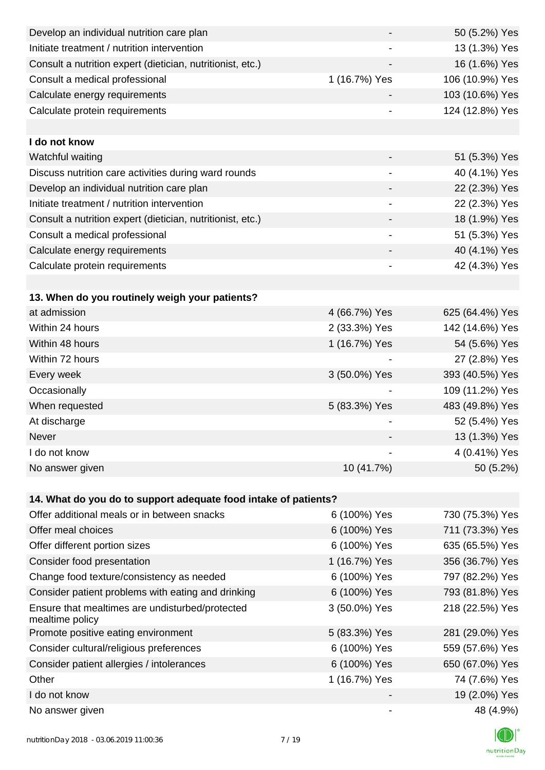| | | |
|---|---|---|
| Develop an individual nutrition care plan | - | 50 (5.2%) Yes |
| Initiate treatment / nutrition intervention | - | 13 (1.3%) Yes |
| Consult a nutrition expert (dietician, nutritionist, etc.) | - | 16 (1.6%) Yes |
| Consult a medical professional | 1 (16.7%) Yes | 106 (10.9%) Yes |
| Calculate energy requirements | - | 103 (10.6%) Yes |
| Calculate protein requirements | - | 124 (12.8%) Yes |
| | | |
| **I do not know** | | |
| Watchful waiting | - | 51 (5.3%) Yes |
| Discuss nutrition care activities during ward rounds | - | 40 (4.1%) Yes |
| Develop an individual nutrition care plan | - | 22 (2.3%) Yes |
| Initiate treatment / nutrition intervention | - | 22 (2.3%) Yes |
| Consult a nutrition expert (dietician, nutritionist, etc.) | - | 18 (1.9%) Yes |
| Consult a medical professional | - | 51 (5.3%) Yes |
| Calculate energy requirements | - | 40 (4.1%) Yes |
| Calculate protein requirements | - | 42 (4.3%) Yes |

| **13. When do you routinely weigh your patients?** | | |
|---|---|---|
| at admission | 4 (66.7%) Yes | 625 (64.4%) Yes |
| Within 24 hours | 2 (33.3%) Yes | 142 (14.6%) Yes |
| Within 48 hours | 1 (16.7%) Yes | 54 (5.6%) Yes |
| Within 72 hours | - | 27 (2.8%) Yes |
| Every week | 3 (50.0%) Yes | 393 (40.5%) Yes |
| Occasionally | - | 109 (11.2%) Yes |
| When requested | 5 (83.3%) Yes | 483 (49.8%) Yes |
| At discharge | - | 52 (5.4%) Yes |
| Never | - | 13 (1.3%) Yes |
| I do not know | - | 4 (0.41%) Yes |
| No answer given | 10 (41.7%) | 50 (5.2%) |

| **14. What do you do to support adequate food intake of patients?** | | |
|---|---|---|
| Offer additional meals or in between snacks | 6 (100%) Yes | 730 (75.3%) Yes |
| Offer meal choices | 6 (100%) Yes | 711 (73.3%) Yes |
| Offer different portion sizes | 6 (100%) Yes | 635 (65.5%) Yes |
| Consider food presentation | 1 (16.7%) Yes | 356 (36.7%) Yes |
| Change food texture/consistency as needed | 6 (100%) Yes | 797 (82.2%) Yes |
| Consider patient problems with eating and drinking | 6 (100%) Yes | 793 (81.8%) Yes |
| Ensure that mealtimes are undisturbed/protected mealtime policy | 3 (50.0%) Yes | 218 (22.5%) Yes |
| Promote positive eating environment | 5 (83.3%) Yes | 281 (29.0%) Yes |
| Consider cultural/religious preferences | 6 (100%) Yes | 559 (57.6%) Yes |
| Consider patient allergies / intolerances | 6 (100%) Yes | 650 (67.0%) Yes |
| Other | 1 (16.7%) Yes | 74 (7.6%) Yes |
| I do not know | - | 19 (2.0%) Yes |
| No answer given | - | 48 (4.9%) |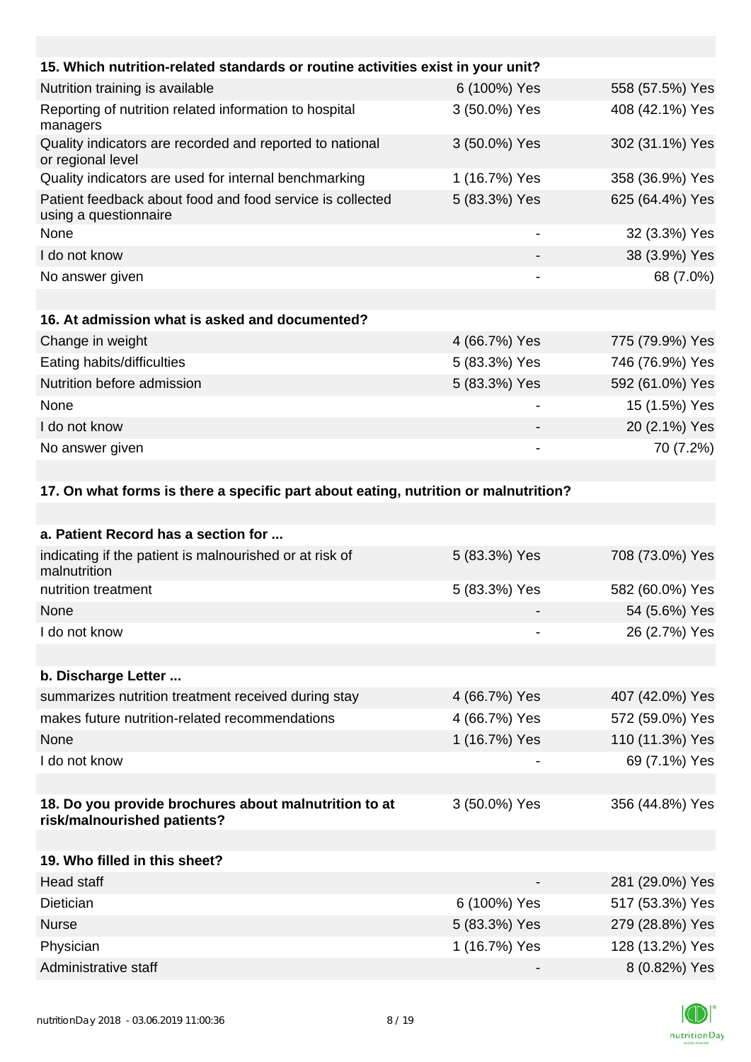| 15. Which nutrition-related standards or routine activities exist in your unit? | | |
|---|---|---|
| Nutrition training is available | 6 (100%) Yes | 558 (57.5%) Yes |
| Reporting of nutrition related information to hospital managers | 3 (50.0%) Yes | 408 (42.1%) Yes |
| Quality indicators are recorded and reported to national or regional level | 3 (50.0%) Yes | 302 (31.1%) Yes |
| Quality indicators are used for internal benchmarking | 1 (16.7%) Yes | 358 (36.9%) Yes |
| Patient feedback about food and food service is collected using a questionnaire | 5 (83.3%) Yes | 625 (64.4%) Yes |
| None | - | 32 (3.3%) Yes |
| I do not know | - | 38 (3.9%) Yes |
| No answer given | - | 68 (7.0%) |

| 16. At admission what is asked and documented? | | |
|---|---|---|
| Change in weight | 4 (66.7%) Yes | 775 (79.9%) Yes |
| Eating habits/difficulties | 5 (83.3%) Yes | 746 (76.9%) Yes |
| Nutrition before admission | 5 (83.3%) Yes | 592 (61.0%) Yes |
| None | - | 15 (1.5%) Yes |
| I do not know | - | 20 (2.1%) Yes |
| No answer given | - | 70 (7.2%) |

**17. On what forms is there a specific part about eating, nutrition or malnutrition?**

| a. Patient Record has a section for ... | | |
|---|---|---|
| indicating if the patient is malnourished or at risk of malnutrition | 5 (83.3%) Yes | 708 (73.0%) Yes |
| nutrition treatment | 5 (83.3%) Yes | 582 (60.0%) Yes |
| None | - | 54 (5.6%) Yes |
| I do not know | - | 26 (2.7%) Yes |

| b. Discharge Letter ... | | |
|---|---|---|
| summarizes nutrition treatment received during stay | 4 (66.7%) Yes | 407 (42.0%) Yes |
| makes future nutrition-related recommendations | 4 (66.7%) Yes | 572 (59.0%) Yes |
| None | 1 (16.7%) Yes | 110 (11.3%) Yes |
| I do not know | - | 69 (7.1%) Yes |

| 18. Do you provide brochures about malnutrition to at risk/malnourished patients? | 3 (50.0%) Yes | 356 (44.8%) Yes |
|---|---|---|

| 19. Who filled in this sheet? | | |
|---|---|---|
| Head staff | - | 281 (29.0%) Yes |
| Dietician | 6 (100%) Yes | 517 (53.3%) Yes |
| Nurse | 5 (83.3%) Yes | 279 (28.8%) Yes |
| Physician | 1 (16.7%) Yes | 128 (13.2%) Yes |
| Administrative staff | - | 8 (0.82%) Yes |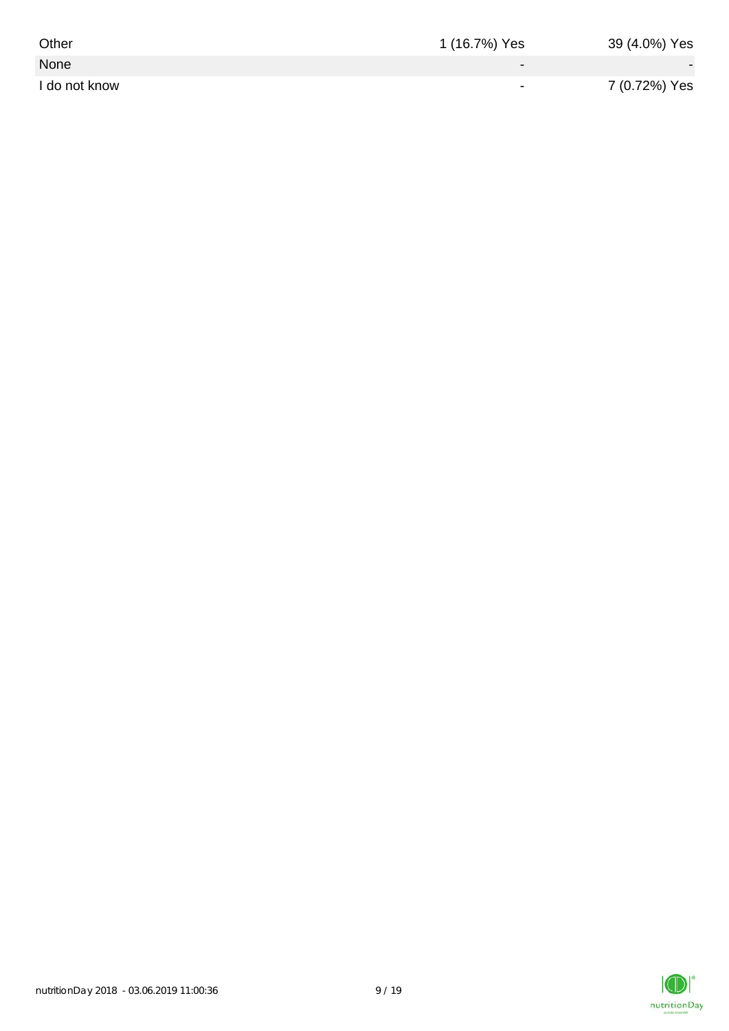| | | |
|---|---|---|
| Other | 1 (16.7%) Yes | 39 (4.0%) Yes |
| None | - | - |
| I do not know | - | 7 (0.72%) Yes |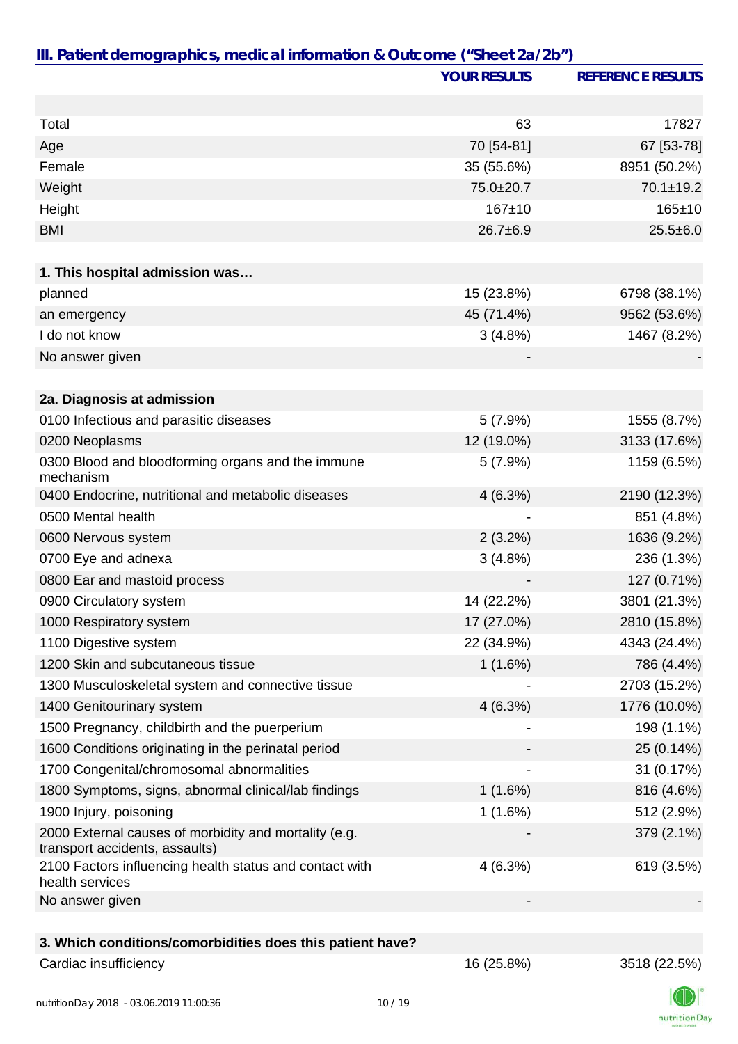## III. Patient demographics, medical information & Outcome ("Sheet 2a/2b")

| | YOUR RESULTS | REFERENCE RESULTS |
|---|---|---|
| | | |
| Total | 63 | 17827 |
| Age | 70 [54-81] | 67 [53-78] |
| Female | 35 (55.6%) | 8951 (50.2%) |
| Weight | 75.0±20.7 | 70.1±19.2 |
| Height | 167±10 | 165±10 |
| BMI | 26.7±6.9 | 25.5±6.0 |
| | | |
| **1. This hospital admission was…** | | |
| planned | 15 (23.8%) | 6798 (38.1%) |
| an emergency | 45 (71.4%) | 9562 (53.6%) |
| I do not know | 3 (4.8%) | 1467 (8.2%) |
| No answer given | - | - |
| | | |
| **2a. Diagnosis at admission** | | |
| 0100 Infectious and parasitic diseases | 5 (7.9%) | 1555 (8.7%) |
| 0200 Neoplasms | 12 (19.0%) | 3133 (17.6%) |
| 0300 Blood and bloodforming organs and the immune mechanism | 5 (7.9%) | 1159 (6.5%) |
| 0400 Endocrine, nutritional and metabolic diseases | 4 (6.3%) | 2190 (12.3%) |
| 0500 Mental health | - | 851 (4.8%) |
| 0600 Nervous system | 2 (3.2%) | 1636 (9.2%) |
| 0700 Eye and adnexa | 3 (4.8%) | 236 (1.3%) |
| 0800 Ear and mastoid process | - | 127 (0.71%) |
| 0900 Circulatory system | 14 (22.2%) | 3801 (21.3%) |
| 1000 Respiratory system | 17 (27.0%) | 2810 (15.8%) |
| 1100 Digestive system | 22 (34.9%) | 4343 (24.4%) |
| 1200 Skin and subcutaneous tissue | 1 (1.6%) | 786 (4.4%) |
| 1300 Musculoskeletal system and connective tissue | - | 2703 (15.2%) |
| 1400 Genitourinary system | 4 (6.3%) | 1776 (10.0%) |
| 1500 Pregnancy, childbirth and the puerperium | - | 198 (1.1%) |
| 1600 Conditions originating in the perinatal period | - | 25 (0.14%) |
| 1700 Congenital/chromosomal abnormalities | - | 31 (0.17%) |
| 1800 Symptoms, signs, abnormal clinical/lab findings | 1 (1.6%) | 816 (4.6%) |
| 1900 Injury, poisoning | 1 (1.6%) | 512 (2.9%) |
| 2000 External causes of morbidity and mortality (e.g. transport accidents, assaults) | - | 379 (2.1%) |
| 2100 Factors influencing health status and contact with health services | 4 (6.3%) | 619 (3.5%) |
| No answer given | - | - |
| | | |
| **3. Which conditions/comorbidities does this patient have?** | | |
| Cardiac insufficiency | 16 (25.8%) | 3518 (22.5%) |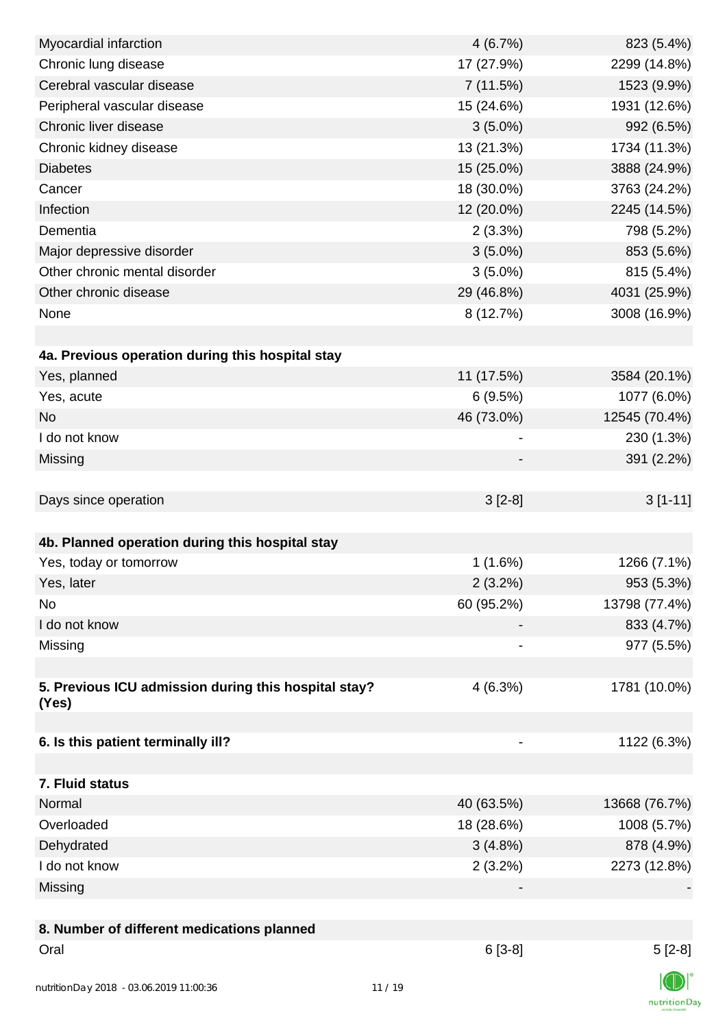| | | |
|---|---|---|
| Myocardial infarction | 4 (6.7%) | 823 (5.4%) |
| Chronic lung disease | 17 (27.9%) | 2299 (14.8%) |
| Cerebral vascular disease | 7 (11.5%) | 1523 (9.9%) |
| Peripheral vascular disease | 15 (24.6%) | 1931 (12.6%) |
| Chronic liver disease | 3 (5.0%) | 992 (6.5%) |
| Chronic kidney disease | 13 (21.3%) | 1734 (11.3%) |
| Diabetes | 15 (25.0%) | 3888 (24.9%) |
| Cancer | 18 (30.0%) | 3763 (24.2%) |
| Infection | 12 (20.0%) | 2245 (14.5%) |
| Dementia | 2 (3.3%) | 798 (5.2%) |
| Major depressive disorder | 3 (5.0%) | 853 (5.6%) |
| Other chronic mental disorder | 3 (5.0%) | 815 (5.4%) |
| Other chronic disease | 29 (46.8%) | 4031 (25.9%) |
| None | 8 (12.7%) | 3008 (16.9%) |
| | | |
| **4a. Previous operation during this hospital stay** | | |
| Yes, planned | 11 (17.5%) | 3584 (20.1%) |
| Yes, acute | 6 (9.5%) | 1077 (6.0%) |
| No | 46 (73.0%) | 12545 (70.4%) |
| I do not know | - | 230 (1.3%) |
| Missing | - | 391 (2.2%) |
| | | |
| Days since operation | 3 [2-8] | 3 [1-11] |
| | | |
| **4b. Planned operation during this hospital stay** | | |
| Yes, today or tomorrow | 1 (1.6%) | 1266 (7.1%) |
| Yes, later | 2 (3.2%) | 953 (5.3%) |
| No | 60 (95.2%) | 13798 (77.4%) |
| I do not know | - | 833 (4.7%) |
| Missing | - | 977 (5.5%) |
| | | |
| **5. Previous ICU admission during this hospital stay? (Yes)** | 4 (6.3%) | 1781 (10.0%) |
| | | |
| **6. Is this patient terminally ill?** | - | 1122 (6.3%) |
| | | |
| **7. Fluid status** | | |
| Normal | 40 (63.5%) | 13668 (76.7%) |
| Overloaded | 18 (28.6%) | 1008 (5.7%) |
| Dehydrated | 3 (4.8%) | 878 (4.9%) |
| I do not know | 2 (3.2%) | 2273 (12.8%) |
| Missing | - | - |
| | | |
| **8. Number of different medications planned** | | |
| Oral | 6 [3-8] | 5 [2-8] |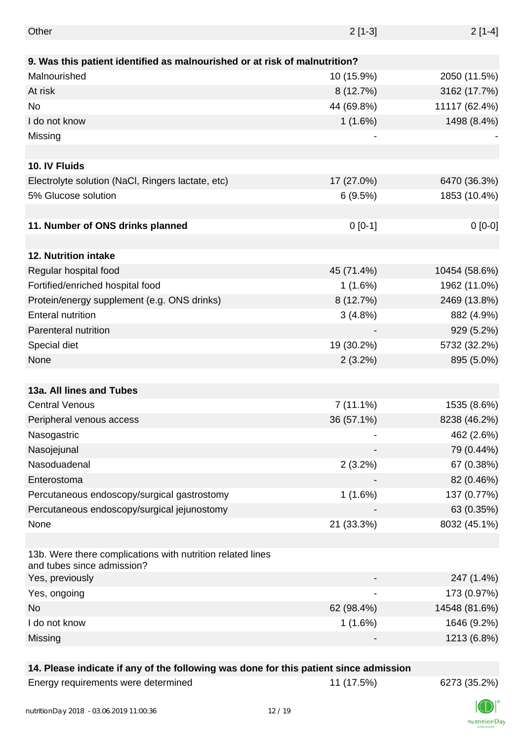| | | |
|---|---|---|
| Other | 2 [1-3] | 2 [1-4] |
| | | |
| **9. Was this patient identified as malnourished or at risk of malnutrition?** | | |
| Malnourished | 10 (15.9%) | 2050 (11.5%) |
| At risk | 8 (12.7%) | 3162 (17.7%) |
| No | 44 (69.8%) | 11117 (62.4%) |
| I do not know | 1 (1.6%) | 1498 (8.4%) |
| Missing | - | - |
| | | |
| **10. IV Fluids** | | |
| Electrolyte solution (NaCl, Ringers lactate, etc) | 17 (27.0%) | 6470 (36.3%) |
| 5% Glucose solution | 6 (9.5%) | 1853 (10.4%) |
| | | |
| **11. Number of ONS drinks planned** | 0 [0-1] | 0 [0-0] |
| | | |
| **12. Nutrition intake** | | |
| Regular hospital food | 45 (71.4%) | 10454 (58.6%) |
| Fortified/enriched hospital food | 1 (1.6%) | 1962 (11.0%) |
| Protein/energy supplement (e.g. ONS drinks) | 8 (12.7%) | 2469 (13.8%) |
| Enteral nutrition | 3 (4.8%) | 882 (4.9%) |
| Parenteral nutrition | - | 929 (5.2%) |
| Special diet | 19 (30.2%) | 5732 (32.2%) |
| None | 2 (3.2%) | 895 (5.0%) |
| | | |
| **13a. All lines and Tubes** | | |
| Central Venous | 7 (11.1%) | 1535 (8.6%) |
| Peripheral venous access | 36 (57.1%) | 8238 (46.2%) |
| Nasogastric | - | 462 (2.6%) |
| Nasojejunal | - | 79 (0.44%) |
| Nasoduadenal | 2 (3.2%) | 67 (0.38%) |
| Enterostoma | - | 82 (0.46%) |
| Percutaneous endoscopy/surgical gastrostomy | 1 (1.6%) | 137 (0.77%) |
| Percutaneous endoscopy/surgical jejunostomy | - | 63 (0.35%) |
| None | 21 (33.3%) | 8032 (45.1%) |
| | | |
| 13b. Were there complications with nutrition related lines and tubes since admission? | | |
| Yes, previously | - | 247 (1.4%) |
| Yes, ongoing | - | 173 (0.97%) |
| No | 62 (98.4%) | 14548 (81.6%) |
| I do not know | 1 (1.6%) | 1646 (9.2%) |
| Missing | - | 1213 (6.8%) |
| | | |
| **14. Please indicate if any of the following was done for this patient since admission** | | |
| Energy requirements were determined | 11 (17.5%) | 6273 (35.2%) |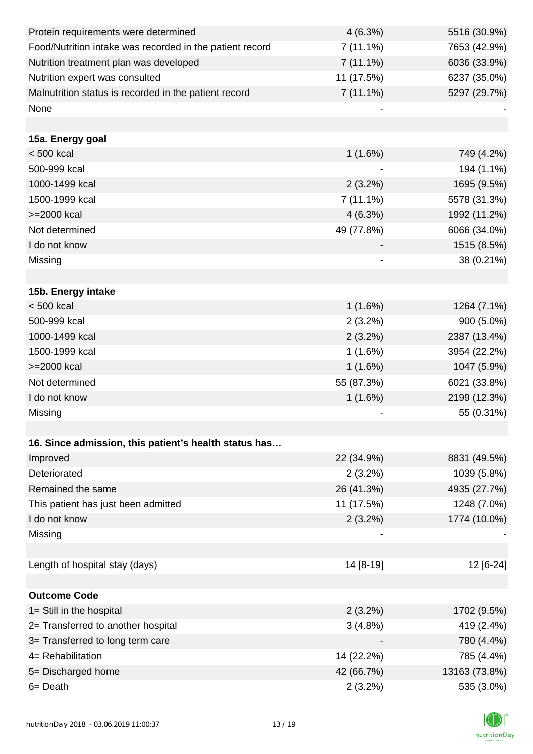| | | |
|---|---|---|
| Protein requirements were determined | 4 (6.3%) | 5516 (30.9%) |
| Food/Nutrition intake was recorded in the patient record | 7 (11.1%) | 7653 (42.9%) |
| Nutrition treatment plan was developed | 7 (11.1%) | 6036 (33.9%) |
| Nutrition expert was consulted | 11 (17.5%) | 6237 (35.0%) |
| Malnutrition status is recorded in the patient record | 7 (11.1%) | 5297 (29.7%) |
| None | - | - |
| | | |
| **15a. Energy goal** | | |
| < 500 kcal | 1 (1.6%) | 749 (4.2%) |
| 500-999 kcal | - | 194 (1.1%) |
| 1000-1499 kcal | 2 (3.2%) | 1695 (9.5%) |
| 1500-1999 kcal | 7 (11.1%) | 5578 (31.3%) |
| >=2000 kcal | 4 (6.3%) | 1992 (11.2%) |
| Not determined | 49 (77.8%) | 6066 (34.0%) |
| I do not know | - | 1515 (8.5%) |
| Missing | - | 38 (0.21%) |
| | | |
| **15b. Energy intake** | | |
| < 500 kcal | 1 (1.6%) | 1264 (7.1%) |
| 500-999 kcal | 2 (3.2%) | 900 (5.0%) |
| 1000-1499 kcal | 2 (3.2%) | 2387 (13.4%) |
| 1500-1999 kcal | 1 (1.6%) | 3954 (22.2%) |
| >=2000 kcal | 1 (1.6%) | 1047 (5.9%) |
| Not determined | 55 (87.3%) | 6021 (33.8%) |
| I do not know | 1 (1.6%) | 2199 (12.3%) |
| Missing | - | 55 (0.31%) |
| | | |
| **16. Since admission, this patient's health status has…** | | |
| Improved | 22 (34.9%) | 8831 (49.5%) |
| Deteriorated | 2 (3.2%) | 1039 (5.8%) |
| Remained the same | 26 (41.3%) | 4935 (27.7%) |
| This patient has just been admitted | 11 (17.5%) | 1248 (7.0%) |
| I do not know | 2 (3.2%) | 1774 (10.0%) |
| Missing | - | - |
| | | |
| Length of hospital stay (days) | 14 [8-19] | 12 [6-24] |
| | | |
| **Outcome Code** | | |
| 1= Still in the hospital | 2 (3.2%) | 1702 (9.5%) |
| 2= Transferred to another hospital | 3 (4.8%) | 419 (2.4%) |
| 3= Transferred to long term care | - | 780 (4.4%) |
| 4= Rehabilitation | 14 (22.2%) | 785 (4.4%) |
| 5= Discharged home | 42 (66.7%) | 13163 (73.8%) |
| 6= Death | 2 (3.2%) | 535 (3.0%) |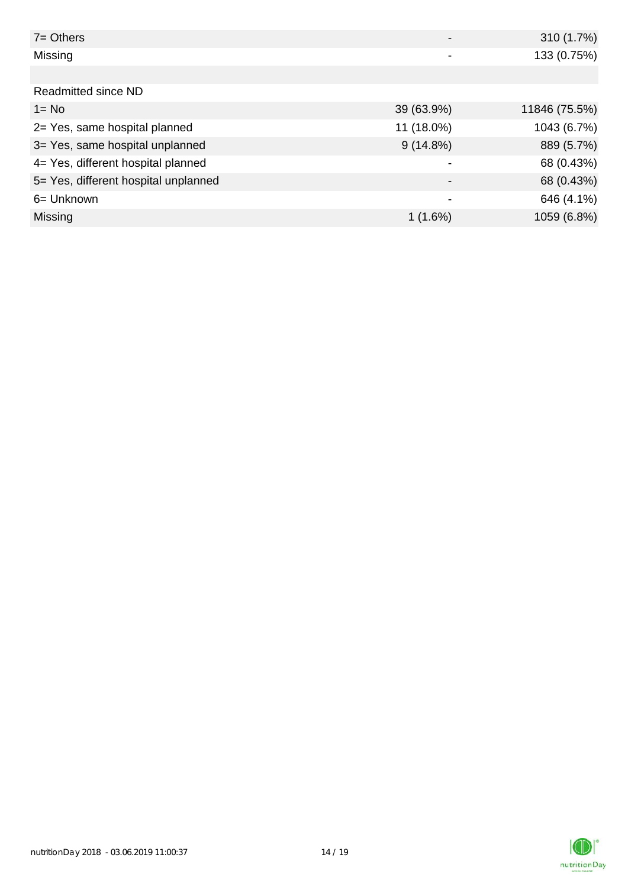| | | |
|---|---|---|
| 7= Others | - | 310 (1.7%) |
| Missing | - | 133 (0.75%) |
| | | |
| Readmitted since ND | | |
| 1= No | 39 (63.9%) | 11846 (75.5%) |
| 2= Yes, same hospital planned | 11 (18.0%) | 1043 (6.7%) |
| 3= Yes, same hospital unplanned | 9 (14.8%) | 889 (5.7%) |
| 4= Yes, different hospital planned | - | 68 (0.43%) |
| 5= Yes, different hospital unplanned | - | 68 (0.43%) |
| 6= Unknown | - | 646 (4.1%) |
| Missing | 1 (1.6%) | 1059 (6.8%) |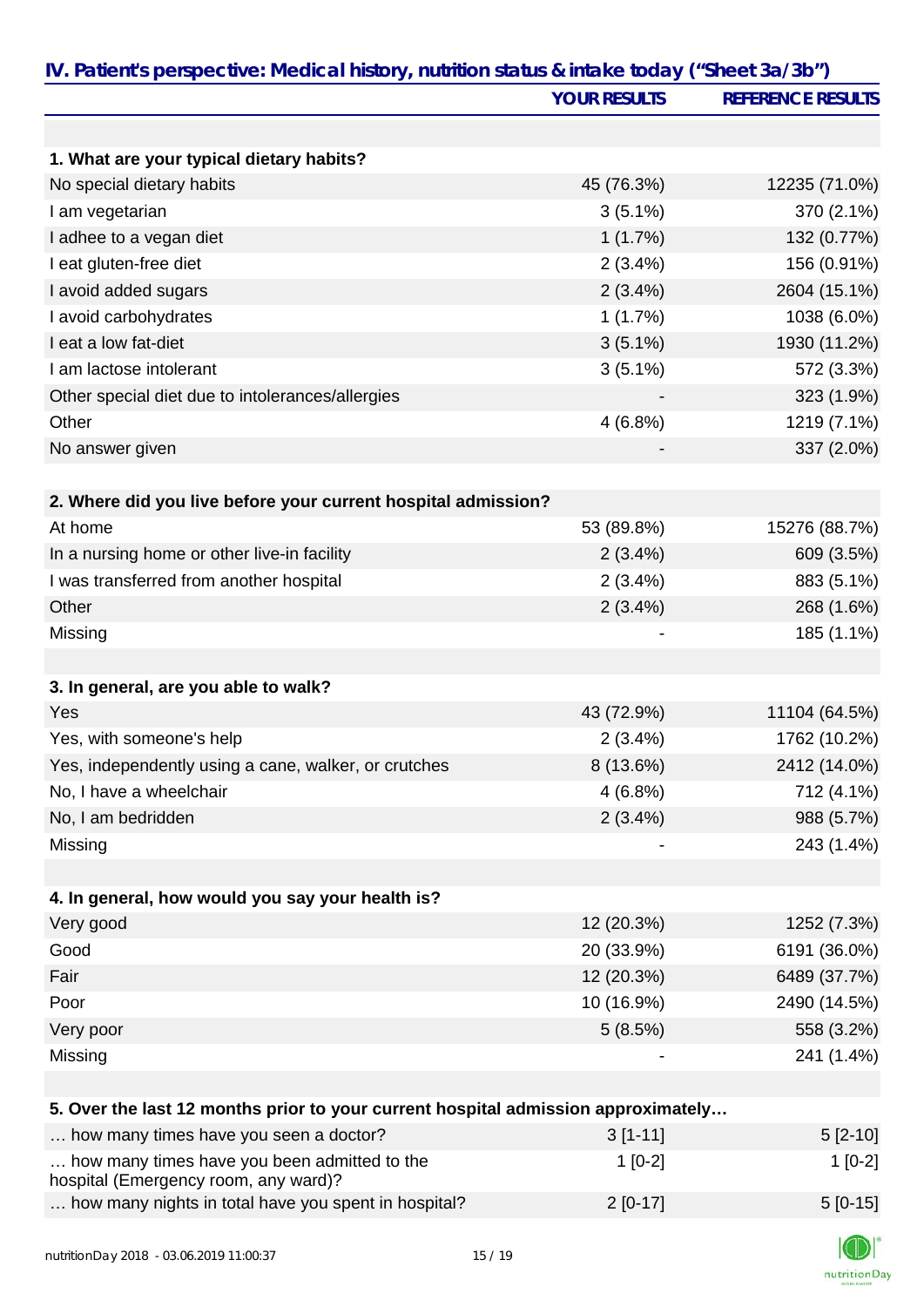## IV. Patient's perspective: Medical history, nutrition status & intake today ("Sheet 3a/3b")

| | YOUR RESULTS | REFERENCE RESULTS |
|---|---|---|
| **1. What are your typical dietary habits?** | | |
| No special dietary habits | 45 (76.3%) | 12235 (71.0%) |
| I am vegetarian | 3 (5.1%) | 370 (2.1%) |
| I adhee to a vegan diet | 1 (1.7%) | 132 (0.77%) |
| I eat gluten-free diet | 2 (3.4%) | 156 (0.91%) |
| I avoid added sugars | 2 (3.4%) | 2604 (15.1%) |
| I avoid carbohydrates | 1 (1.7%) | 1038 (6.0%) |
| I eat a low fat-diet | 3 (5.1%) | 1930 (11.2%) |
| I am lactose intolerant | 3 (5.1%) | 572 (3.3%) |
| Other special diet due to intolerances/allergies | - | 323 (1.9%) |
| Other | 4 (6.8%) | 1219 (7.1%) |
| No answer given | - | 337 (2.0%) |
| **2. Where did you live before your current hospital admission?** | | |
| At home | 53 (89.8%) | 15276 (88.7%) |
| In a nursing home or other live-in facility | 2 (3.4%) | 609 (3.5%) |
| I was transferred from another hospital | 2 (3.4%) | 883 (5.1%) |
| Other | 2 (3.4%) | 268 (1.6%) |
| Missing | - | 185 (1.1%) |
| **3. In general, are you able to walk?** | | |
| Yes | 43 (72.9%) | 11104 (64.5%) |
| Yes, with someone's help | 2 (3.4%) | 1762 (10.2%) |
| Yes, independently using a cane, walker, or crutches | 8 (13.6%) | 2412 (14.0%) |
| No, I have a wheelchair | 4 (6.8%) | 712 (4.1%) |
| No, I am bedridden | 2 (3.4%) | 988 (5.7%) |
| Missing | - | 243 (1.4%) |
| **4. In general, how would you say your health is?** | | |
| Very good | 12 (20.3%) | 1252 (7.3%) |
| Good | 20 (33.9%) | 6191 (36.0%) |
| Fair | 12 (20.3%) | 6489 (37.7%) |
| Poor | 10 (16.9%) | 2490 (14.5%) |
| Very poor | 5 (8.5%) | 558 (3.2%) |
| Missing | - | 241 (1.4%) |
| **5. Over the last 12 months prior to your current hospital admission approximately…** | | |
| … how many times have you seen a doctor? | 3 [1-11] | 5 [2-10] |
| … how many times have you been admitted to the hospital (Emergency room, any ward)? | 1 [0-2] | 1 [0-2] |
| … how many nights in total have you spent in hospital? | 2 [0-17] | 5 [0-15] |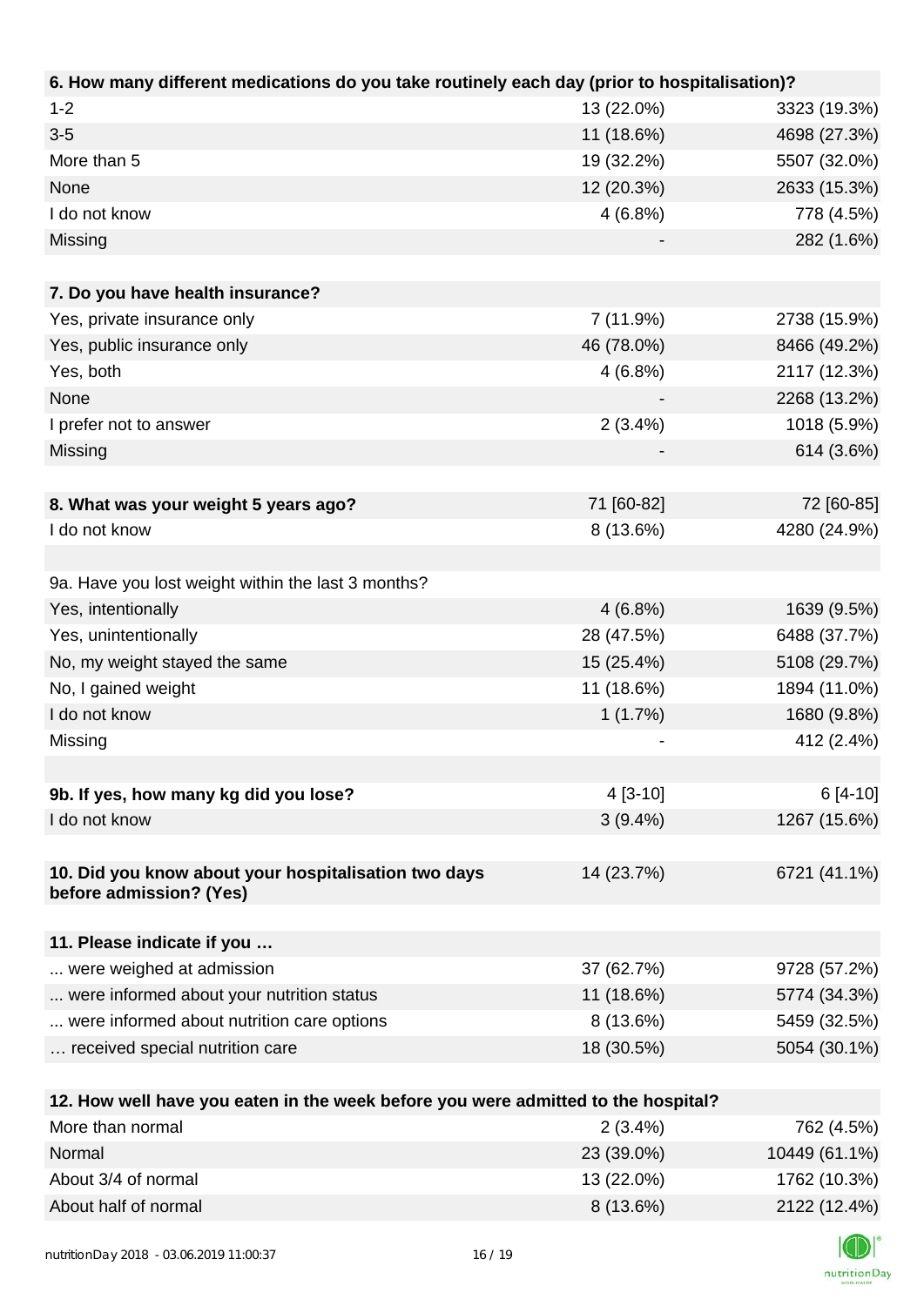| 6. How many different medications do you take routinely each day (prior to hospitalisation)? | | |
|---|---|---|
| 1-2 | 13 (22.0%) | 3323 (19.3%) |
| 3-5 | 11 (18.6%) | 4698 (27.3%) |
| More than 5 | 19 (32.2%) | 5507 (32.0%) |
| None | 12 (20.3%) | 2633 (15.3%) |
| I do not know | 4 (6.8%) | 778 (4.5%) |
| Missing | - | 282 (1.6%) |

| 7. Do you have health insurance? | | |
|---|---|---|
| Yes, private insurance only | 7 (11.9%) | 2738 (15.9%) |
| Yes, public insurance only | 46 (78.0%) | 8466 (49.2%) |
| Yes, both | 4 (6.8%) | 2117 (12.3%) |
| None | - | 2268 (13.2%) |
| I prefer not to answer | 2 (3.4%) | 1018 (5.9%) |
| Missing | - | 614 (3.6%) |

| 8. What was your weight 5 years ago? | 71 [60-82] | 72 [60-85] |
|---|---|---|
| I do not know | 8 (13.6%) | 4280 (24.9%) |

| 9a. Have you lost weight within the last 3 months? | | |
|---|---|---|
| Yes, intentionally | 4 (6.8%) | 1639 (9.5%) |
| Yes, unintentionally | 28 (47.5%) | 6488 (37.7%) |
| No, my weight stayed the same | 15 (25.4%) | 5108 (29.7%) |
| No, I gained weight | 11 (18.6%) | 1894 (11.0%) |
| I do not know | 1 (1.7%) | 1680 (9.8%) |
| Missing | - | 412 (2.4%) |

| 9b. If yes, how many kg did you lose? | 4 [3-10] | 6 [4-10] |
|---|---|---|
| I do not know | 3 (9.4%) | 1267 (15.6%) |

| 10. Did you know about your hospitalisation two days before admission? (Yes) | 14 (23.7%) | 6721 (41.1%) |
|---|---|---|

| 11. Please indicate if you … | | |
|---|---|---|
| ... were weighed at admission | 37 (62.7%) | 9728 (57.2%) |
| ... were informed about your nutrition status | 11 (18.6%) | 5774 (34.3%) |
| ... were informed about nutrition care options | 8 (13.6%) | 5459 (32.5%) |
| … received special nutrition care | 18 (30.5%) | 5054 (30.1%) |

| 12. How well have you eaten in the week before you were admitted to the hospital? | | |
|---|---|---|
| More than normal | 2 (3.4%) | 762 (4.5%) |
| Normal | 23 (39.0%) | 10449 (61.1%) |
| About 3/4 of normal | 13 (22.0%) | 1762 (10.3%) |
| About half of normal | 8 (13.6%) | 2122 (12.4%) |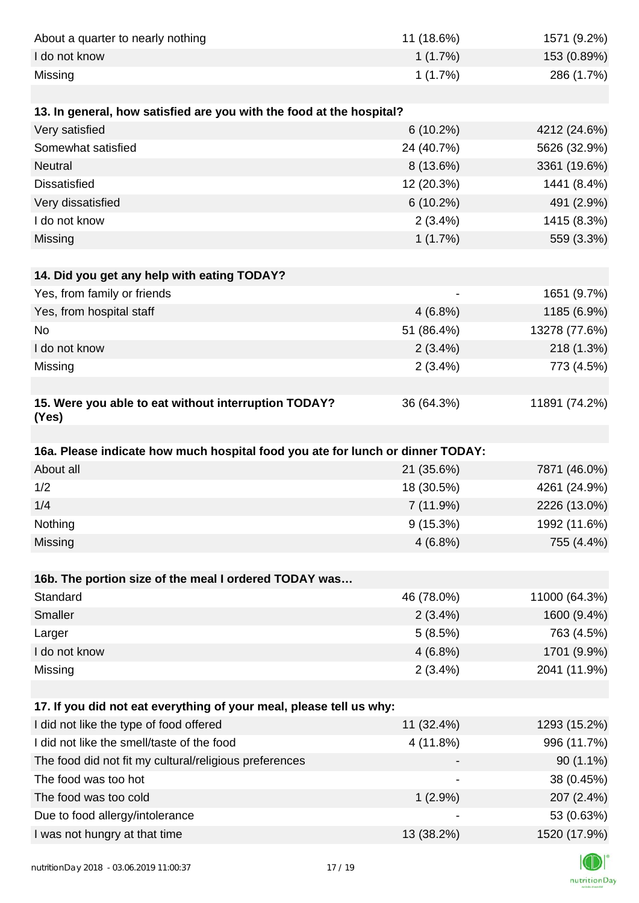| | | |
|---|---|---|
| About a quarter to nearly nothing | 11 (18.6%) | 1571 (9.2%) |
| I do not know | 1 (1.7%) | 153 (0.89%) |
| Missing | 1 (1.7%) | 286 (1.7%) |

| 13. In general, how satisfied are you with the food at the hospital? | | |
|---|---|---|
| Very satisfied | 6 (10.2%) | 4212 (24.6%) |
| Somewhat satisfied | 24 (40.7%) | 5626 (32.9%) |
| Neutral | 8 (13.6%) | 3361 (19.6%) |
| Dissatisfied | 12 (20.3%) | 1441 (8.4%) |
| Very dissatisfied | 6 (10.2%) | 491 (2.9%) |
| I do not know | 2 (3.4%) | 1415 (8.3%) |
| Missing | 1 (1.7%) | 559 (3.3%) |

| 14. Did you get any help with eating TODAY? | | |
|---|---|---|
| Yes, from family or friends | - | 1651 (9.7%) |
| Yes, from hospital staff | 4 (6.8%) | 1185 (6.9%) |
| No | 51 (86.4%) | 13278 (77.6%) |
| I do not know | 2 (3.4%) | 218 (1.3%) |
| Missing | 2 (3.4%) | 773 (4.5%) |

| 15. Were you able to eat without interruption TODAY? (Yes) | 36 (64.3%) | 11891 (74.2%) |
|---|---|---|

| 16a. Please indicate how much hospital food you ate for lunch or dinner TODAY: | | |
|---|---|---|
| About all | 21 (35.6%) | 7871 (46.0%) |
| 1/2 | 18 (30.5%) | 4261 (24.9%) |
| 1/4 | 7 (11.9%) | 2226 (13.0%) |
| Nothing | 9 (15.3%) | 1992 (11.6%) |
| Missing | 4 (6.8%) | 755 (4.4%) |

| 16b. The portion size of the meal I ordered TODAY was… | | |
|---|---|---|
| Standard | 46 (78.0%) | 11000 (64.3%) |
| Smaller | 2 (3.4%) | 1600 (9.4%) |
| Larger | 5 (8.5%) | 763 (4.5%) |
| I do not know | 4 (6.8%) | 1701 (9.9%) |
| Missing | 2 (3.4%) | 2041 (11.9%) |

| 17. If you did not eat everything of your meal, please tell us why: | | |
|---|---|---|
| I did not like the type of food offered | 11 (32.4%) | 1293 (15.2%) |
| I did not like the smell/taste of the food | 4 (11.8%) | 996 (11.7%) |
| The food did not fit my cultural/religious preferences | - | 90 (1.1%) |
| The food was too hot | - | 38 (0.45%) |
| The food was too cold | 1 (2.9%) | 207 (2.4%) |
| Due to food allergy/intolerance | - | 53 (0.63%) |
| I was not hungry at that time | 13 (38.2%) | 1520 (17.9%) |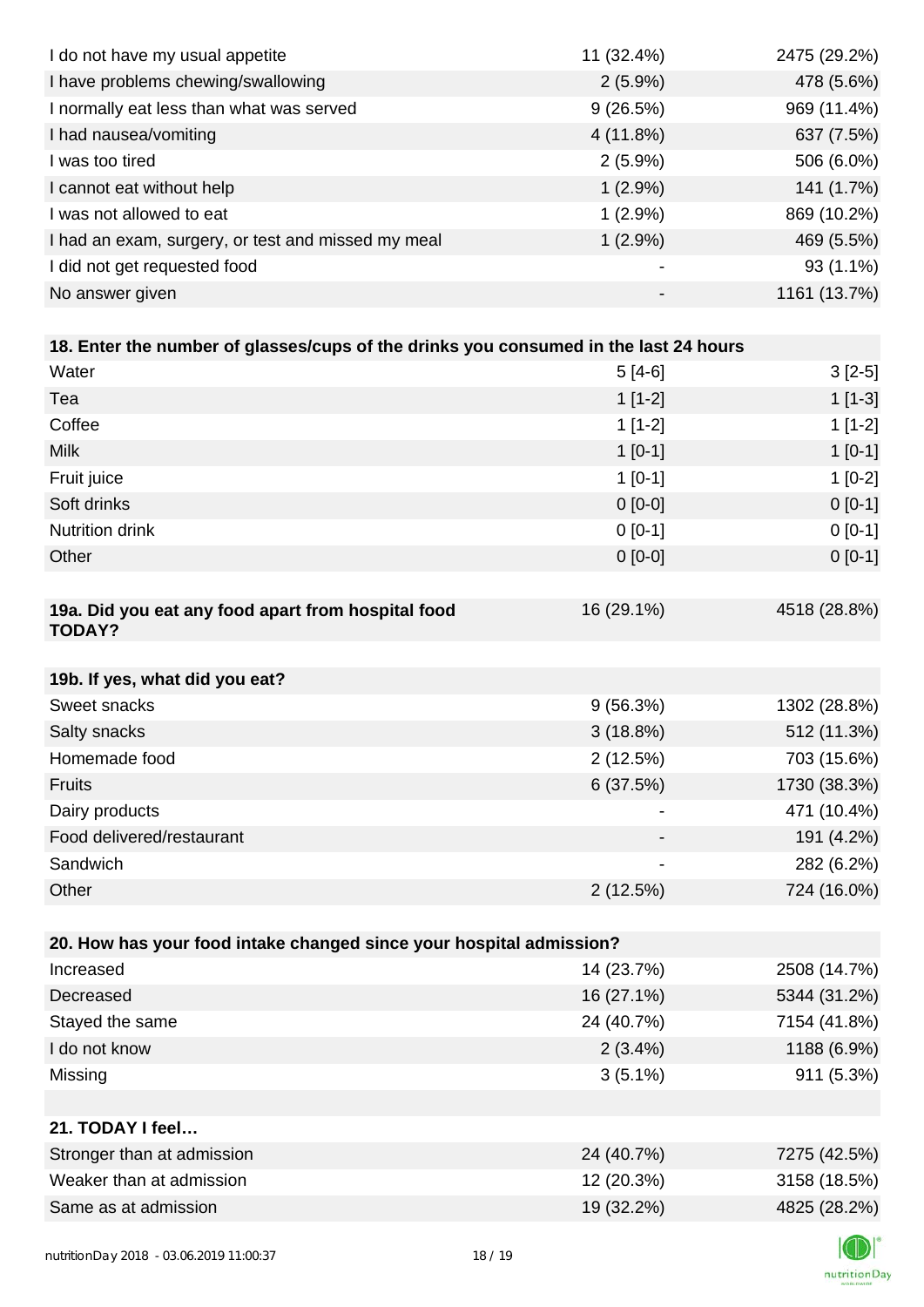| | | |
|---|---|---|
| I do not have my usual appetite | 11 (32.4%) | 2475 (29.2%) |
| I have problems chewing/swallowing | 2 (5.9%) | 478 (5.6%) |
| I normally eat less than what was served | 9 (26.5%) | 969 (11.4%) |
| I had nausea/vomiting | 4 (11.8%) | 637 (7.5%) |
| I was too tired | 2 (5.9%) | 506 (6.0%) |
| I cannot eat without help | 1 (2.9%) | 141 (1.7%) |
| I was not allowed to eat | 1 (2.9%) | 869 (10.2%) |
| I had an exam, surgery, or test and missed my meal | 1 (2.9%) | 469 (5.5%) |
| I did not get requested food | - | 93 (1.1%) |
| No answer given | - | 1161 (13.7%) |

| **18. Enter the number of glasses/cups of the drinks you consumed in the last 24 hours** | | |
|---|---|---|
| Water | 5 [4-6] | 3 [2-5] |
| Tea | 1 [1-2] | 1 [1-3] |
| Coffee | 1 [1-2] | 1 [1-2] |
| Milk | 1 [0-1] | 1 [0-1] |
| Fruit juice | 1 [0-1] | 1 [0-2] |
| Soft drinks | 0 [0-0] | 0 [0-1] |
| Nutrition drink | 0 [0-1] | 0 [0-1] |
| Other | 0 [0-0] | 0 [0-1] |

| **19a. Did you eat any food apart from hospital food TODAY?** | 16 (29.1%) | 4518 (28.8%) |
|---|---|---|

| **19b. If yes, what did you eat?** | | |
|---|---|---|
| Sweet snacks | 9 (56.3%) | 1302 (28.8%) |
| Salty snacks | 3 (18.8%) | 512 (11.3%) |
| Homemade food | 2 (12.5%) | 703 (15.6%) |
| Fruits | 6 (37.5%) | 1730 (38.3%) |
| Dairy products | - | 471 (10.4%) |
| Food delivered/restaurant | - | 191 (4.2%) |
| Sandwich | - | 282 (6.2%) |
| Other | 2 (12.5%) | 724 (16.0%) |

| **20. How has your food intake changed since your hospital admission?** | | |
|---|---|---|
| Increased | 14 (23.7%) | 2508 (14.7%) |
| Decreased | 16 (27.1%) | 5344 (31.2%) |
| Stayed the same | 24 (40.7%) | 7154 (41.8%) |
| I do not know | 2 (3.4%) | 1188 (6.9%) |
| Missing | 3 (5.1%) | 911 (5.3%) |

| **21. TODAY I feel…** | | |
|---|---|---|
| Stronger than at admission | 24 (40.7%) | 7275 (42.5%) |
| Weaker than at admission | 12 (20.3%) | 3158 (18.5%) |
| Same as at admission | 19 (32.2%) | 4825 (28.2%) |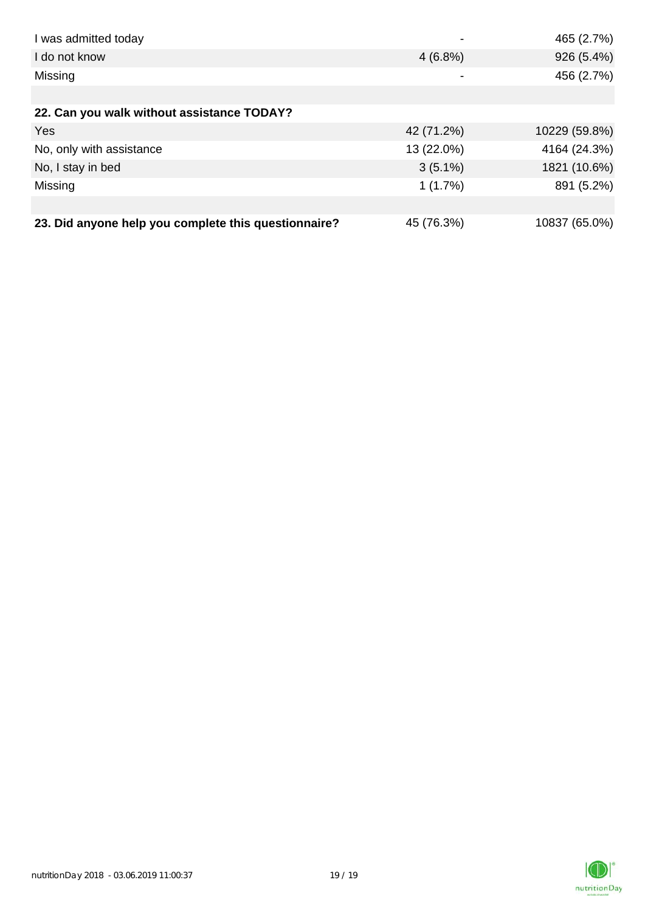| | | |
|---|---|---|
| I was admitted today | - | 465 (2.7%) |
| I do not know | 4 (6.8%) | 926 (5.4%) |
| Missing | - | 456 (2.7%) |
| | | |
| **22. Can you walk without assistance TODAY?** | | |
| Yes | 42 (71.2%) | 10229 (59.8%) |
| No, only with assistance | 13 (22.0%) | 4164 (24.3%) |
| No, I stay in bed | 3 (5.1%) | 1821 (10.6%) |
| Missing | 1 (1.7%) | 891 (5.2%) |
| | | |
| **23. Did anyone help you complete this questionnaire?** | 45 (76.3%) | 10837 (65.0%) |